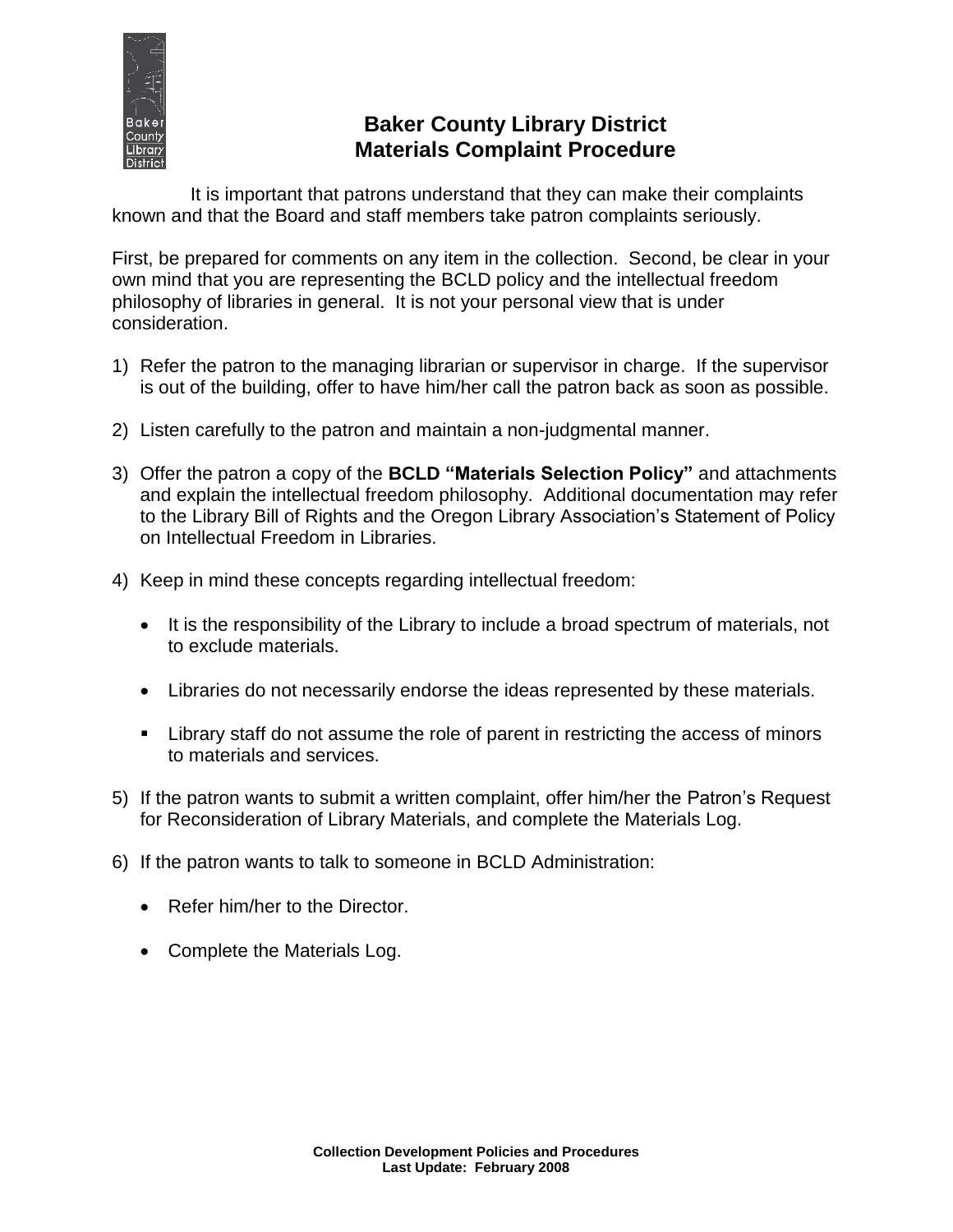# Baker County Library District
# Materials Complaint Procedure

It is important that patrons understand that they can make their complaints known and that the Board and staff members take patron complaints seriously.

First, be prepared for comments on any item in the collection. Second, be clear in your own mind that you are representing the BCLD policy and the intellectual freedom philosophy of libraries in general. It is not your personal view that is under consideration.

1) Refer the patron to the managing librarian or supervisor in charge. If the supervisor is out of the building, offer to have him/her call the patron back as soon as possible.

2) Listen carefully to the patron and maintain a non-judgmental manner.

3) Offer the patron a copy of the **BCLD "Materials Selection Policy"** and attachments and explain the intellectual freedom philosophy. Additional documentation may refer to the Library Bill of Rights and the Oregon Library Association's Statement of Policy on Intellectual Freedom in Libraries.

4) Keep in mind these concepts regarding intellectual freedom:

   - It is the responsibility of the Library to include a broad spectrum of materials, not to exclude materials.

   - Libraries do not necessarily endorse the ideas represented by these materials.

   - Library staff do not assume the role of parent in restricting the access of minors to materials and services.

5) If the patron wants to submit a written complaint, offer him/her the Patron's Request for Reconsideration of Library Materials, and complete the Materials Log.

6) If the patron wants to talk to someone in BCLD Administration:

   - Refer him/her to the Director.

   - Complete the Materials Log.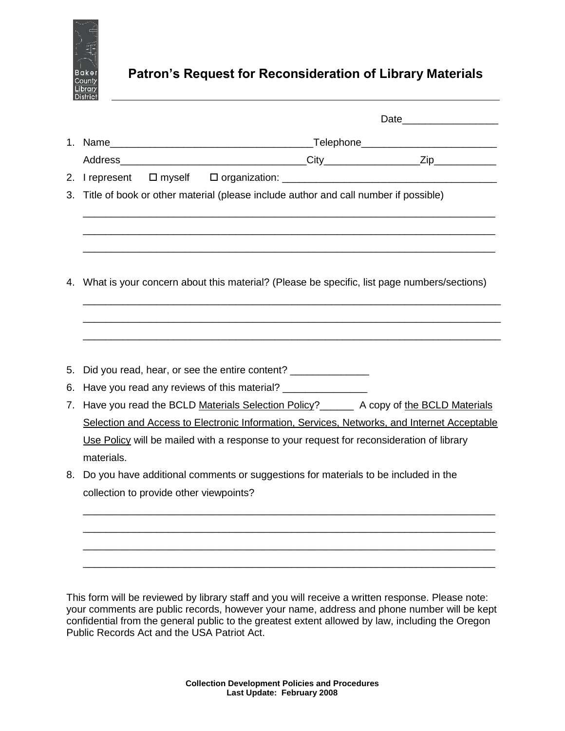# Patron's Request for Reconsideration of Library Materials

Date_________________

1. Name____________________________________Telephone________________________

   Address________________________________City________________Zip___________

2. I represent ☐ myself ☐ organization: _____________________________________

3. Title of book or other material (please include author and call number if possible)

   ___________________________________________________________________________

   ___________________________________________________________________________

   ___________________________________________________________________________

4. What is your concern about this material? (Please be specific, list page numbers/sections)

   ___________________________________________________________________________

   ___________________________________________________________________________

   ___________________________________________________________________________

5. Did you read, hear, or see the entire content? ______________

6. Have you read any reviews of this material? _______________

7. Have you read the BCLD Materials Selection Policy?______ A copy of the BCLD Materials Selection and Access to Electronic Information, Services, Networks, and Internet Acceptable Use Policy will be mailed with a response to your request for reconsideration of library materials.

8. Do you have additional comments or suggestions for materials to be included in the collection to provide other viewpoints?

   ___________________________________________________________________________

   ___________________________________________________________________________

   ___________________________________________________________________________

   ___________________________________________________________________________

This form will be reviewed by library staff and you will receive a written response. Please note: your comments are public records, however your name, address and phone number will be kept confidential from the general public to the greatest extent allowed by law, including the Oregon Public Records Act and the USA Patriot Act.

**Collection Development Policies and Procedures**
**Last Update: February 2008**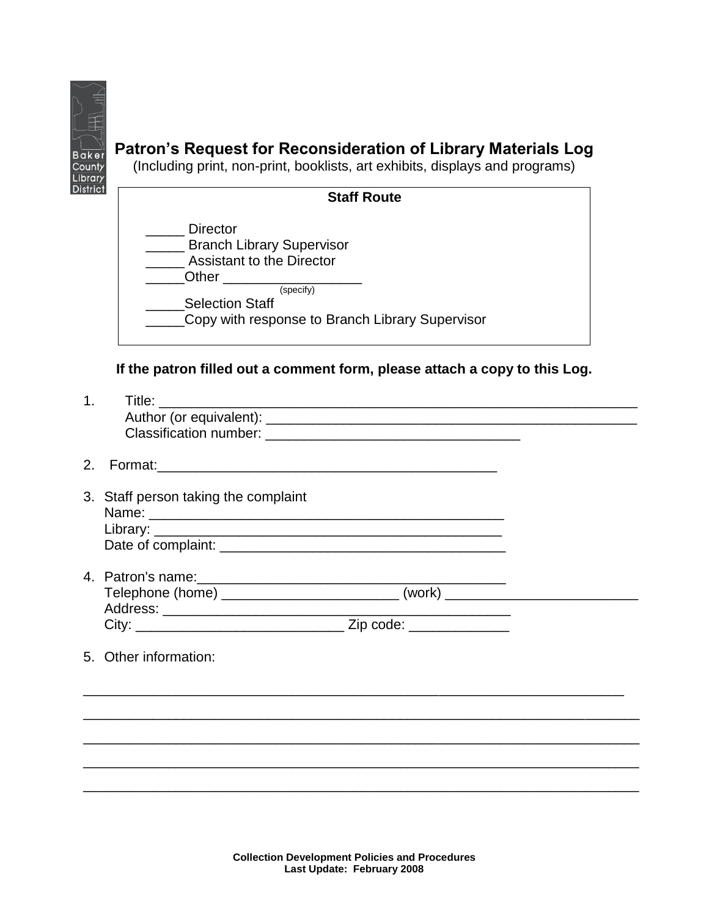Baker County Library District

## Patron's Request for Reconsideration of Library Materials Log

(Including print, non-print, booklists, art exhibits, displays and programs)

**Staff Route**

_____ Director
_____ Branch Library Supervisor
_____ Assistant to the Director
_____Other _________________
(specify)
_____Selection Staff
_____Copy with response to Branch Library Supervisor

**If the patron filled out a comment form, please attach a copy to this Log.**

1. Title: ______________________________________________________________
   Author (or equivalent): ______________________________________________
   Classification number: _________________________________

2. Format:____________________________________________

3. Staff person taking the complaint
   Name: ______________________________________________
   Library: _____________________________________________
   Date of complaint: ____________________________________

4. Patron's name:_______________________________________
   Telephone (home) ______________________ (work) ________________________
   Address: ____________________________________________
   City: ___________________________ Zip code: _____________

5. Other information:

______________________________________________________________________

________________________________________________________________________

________________________________________________________________________

________________________________________________________________________

________________________________________________________________________

**Collection Development Policies and Procedures**
**Last Update: February 2008**